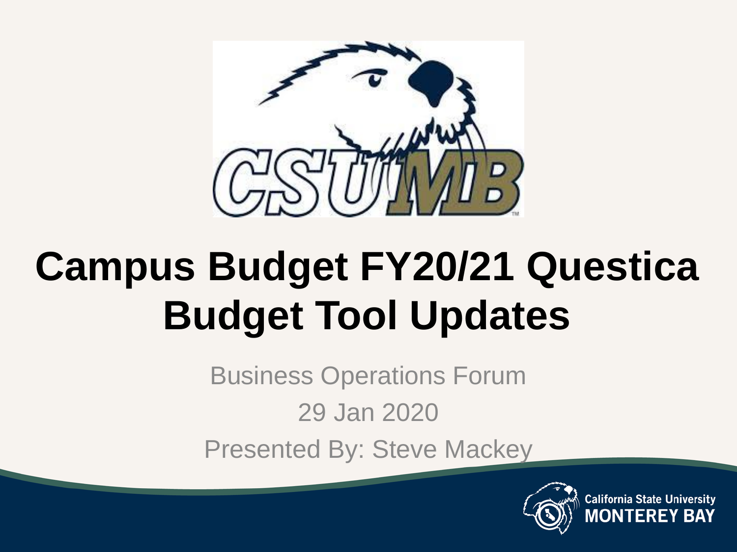# Campus Budget FY20/21 Questica Budget Tool Updates

Business Operations Forum

29 Jan 2020

Presented By: Steve Mackey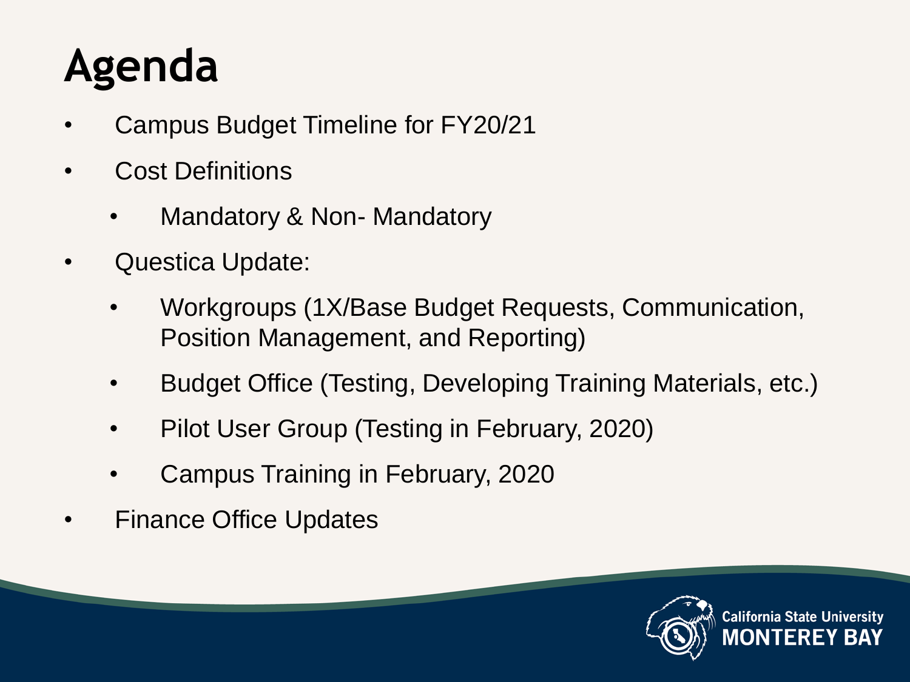# Agenda

- Campus Budget Timeline for FY20/21
- Cost Definitions
  - Mandatory & Non- Mandatory
- Questica Update:
  - Workgroups (1X/Base Budget Requests, Communication, Position Management, and Reporting)
  - Budget Office (Testing, Developing Training Materials, etc.)
  - Pilot User Group (Testing in February, 2020)
  - Campus Training in February, 2020
- Finance Office Updates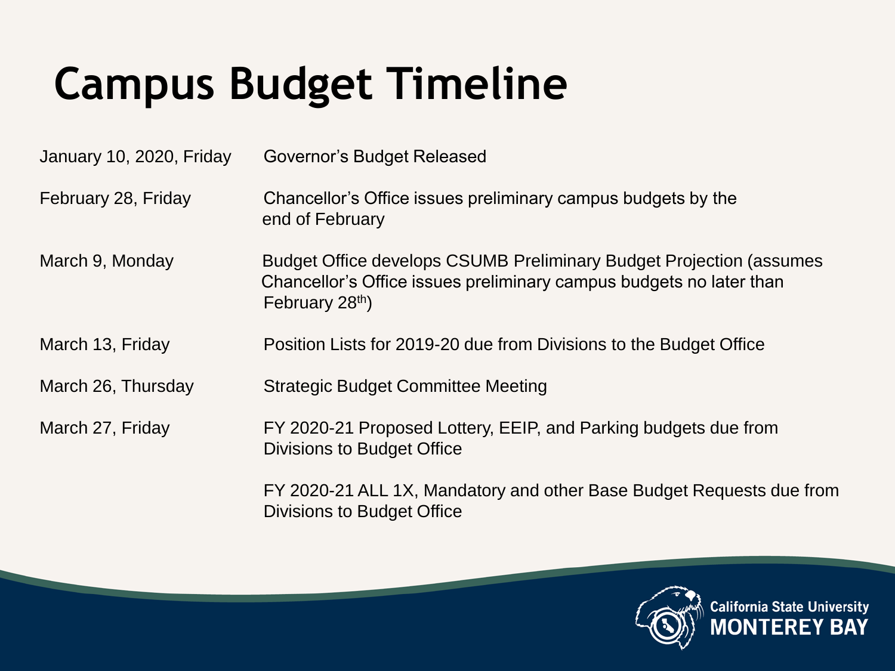# Campus Budget Timeline

| | |
|---|---|
| January 10, 2020, Friday | Governor's Budget Released |
| February 28, Friday | Chancellor's Office issues preliminary campus budgets by the end of February |
| March 9, Monday | Budget Office develops CSUMB Preliminary Budget Projection (assumes Chancellor's Office issues preliminary campus budgets no later than February 28th) |
| March 13, Friday | Position Lists for 2019-20 due from Divisions to the Budget Office |
| March 26, Thursday | Strategic Budget Committee Meeting |
| March 27, Friday | FY 2020-21 Proposed Lottery, EEIP, and Parking budgets due from Divisions to Budget Office |
| | FY 2020-21 ALL 1X, Mandatory and other Base Budget Requests due from Divisions to Budget Office |

California State University MONTEREY BAY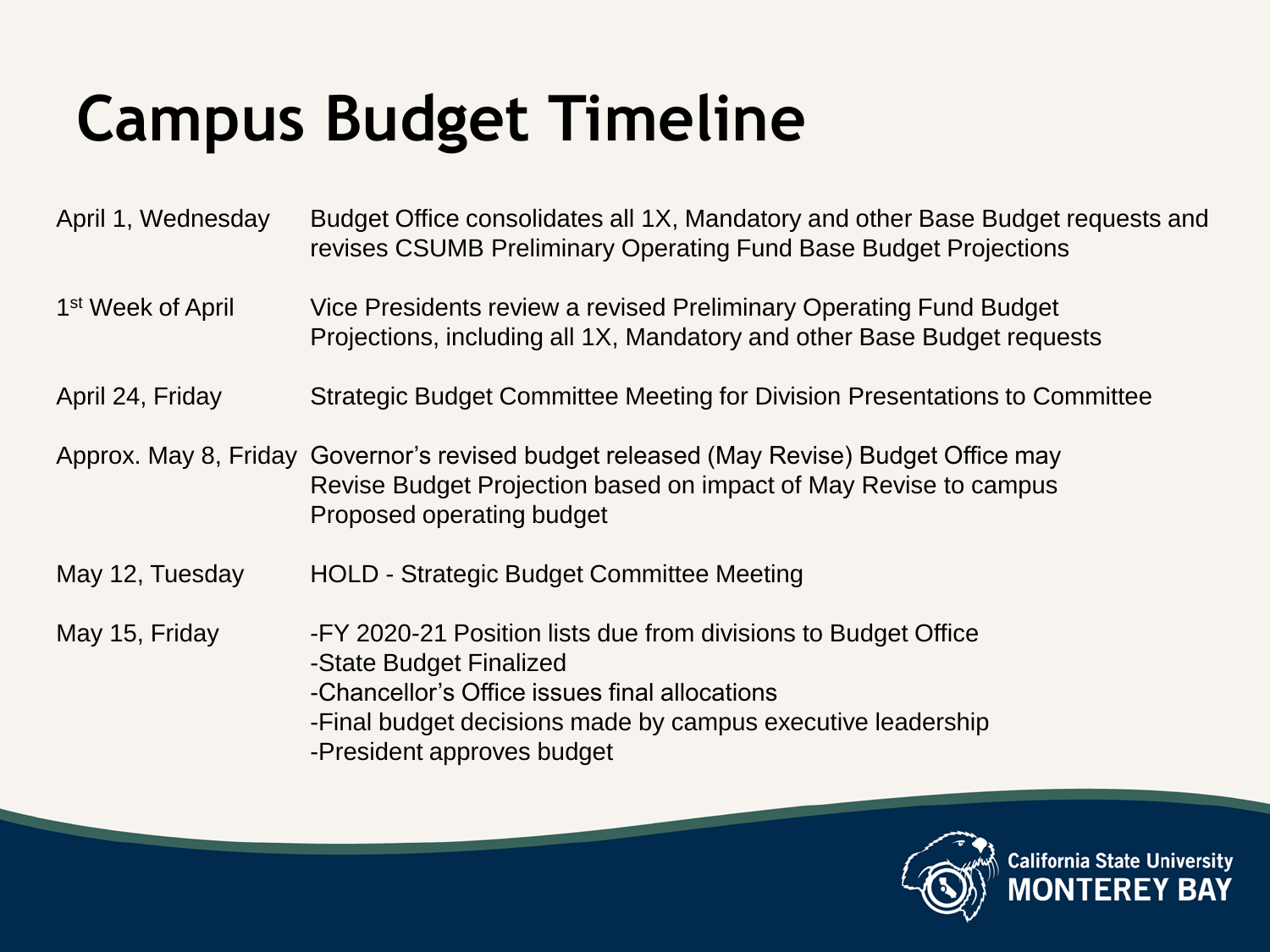# Campus Budget Timeline

| Date | Activity |
| --- | --- |
| April 1, Wednesday | Budget Office consolidates all 1X, Mandatory and other Base Budget requests and revises CSUMB Preliminary Operating Fund Base Budget Projections |
| 1st Week of April | Vice Presidents review a revised Preliminary Operating Fund Budget Projections, including all 1X, Mandatory and other Base Budget requests |
| April 24, Friday | Strategic Budget Committee Meeting for Division Presentations to Committee |
| Approx. May 8, Friday | Governor's revised budget released (May Revise) Budget Office may Revise Budget Projection based on impact of May Revise to campus Proposed operating budget |
| May 12, Tuesday | HOLD - Strategic Budget Committee Meeting |
| May 15, Friday | -FY 2020-21 Position lists due from divisions to Budget Office<br>-State Budget Finalized<br>-Chancellor's Office issues final allocations<br>-Final budget decisions made by campus executive leadership<br>-President approves budget |

California State University MONTEREY BAY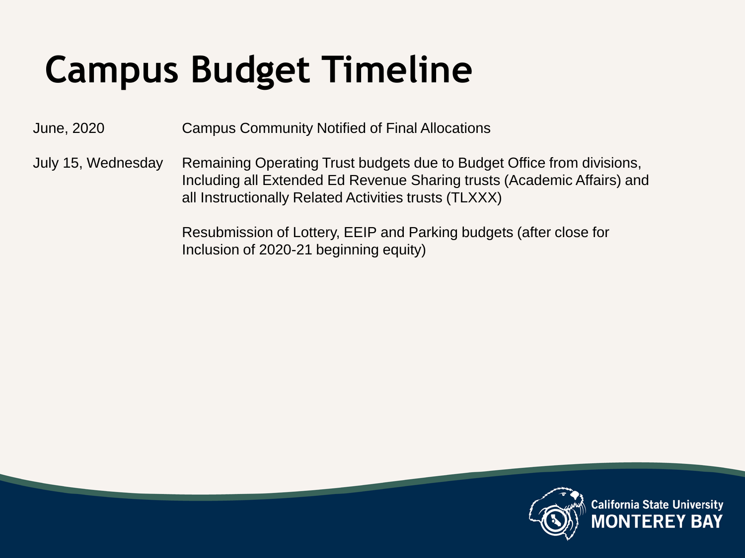# Campus Budget Timeline

| | |
|---|---|
| June, 2020 | Campus Community Notified of Final Allocations |
| July 15, Wednesday | Remaining Operating Trust budgets due to Budget Office from divisions, Including all Extended Ed Revenue Sharing trusts (Academic Affairs) and all Instructionally Related Activities trusts (TLXXX) |
| | Resubmission of Lottery, EEIP and Parking budgets (after close for Inclusion of 2020-21 beginning equity) |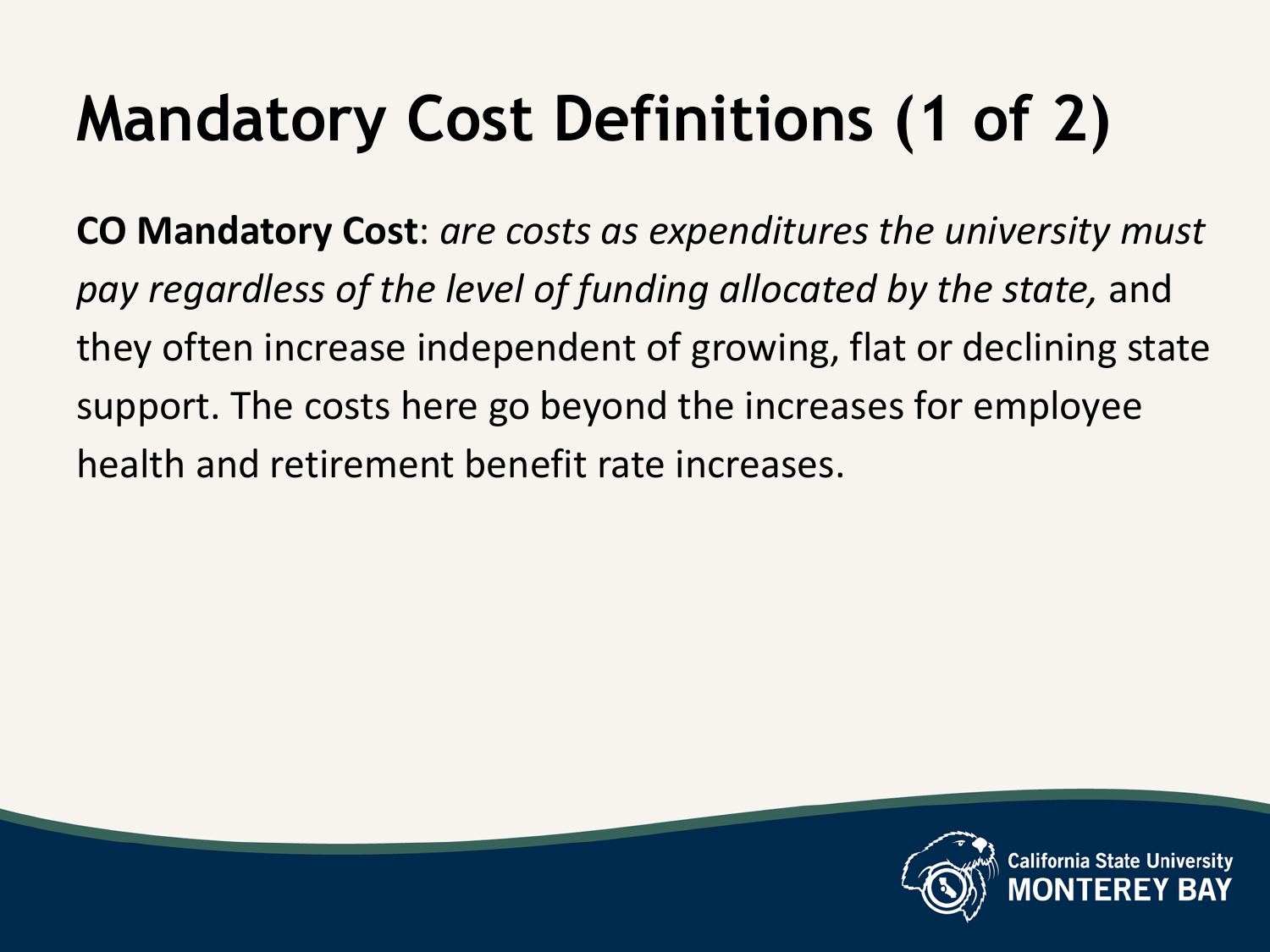# Mandatory Cost Definitions (1 of 2)

**CO Mandatory Cost**: *are costs as expenditures the university must pay regardless of the level of funding allocated by the state,* and they often increase independent of growing, flat or declining state support. The costs here go beyond the increases for employee health and retirement benefit rate increases.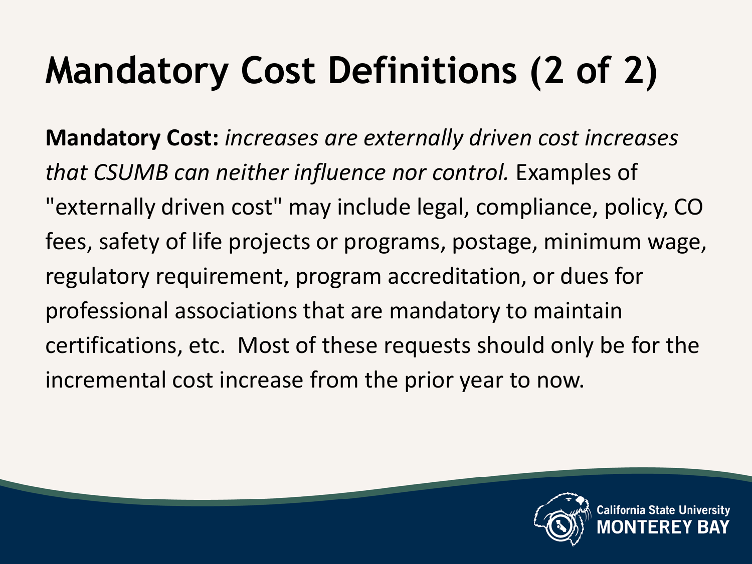# Mandatory Cost Definitions (2 of 2)

**Mandatory Cost:** *increases are externally driven cost increases that CSUMB can neither influence nor control.* Examples of "externally driven cost" may include legal, compliance, policy, CO fees, safety of life projects or programs, postage, minimum wage, regulatory requirement, program accreditation, or dues for professional associations that are mandatory to maintain certifications, etc. Most of these requests should only be for the incremental cost increase from the prior year to now.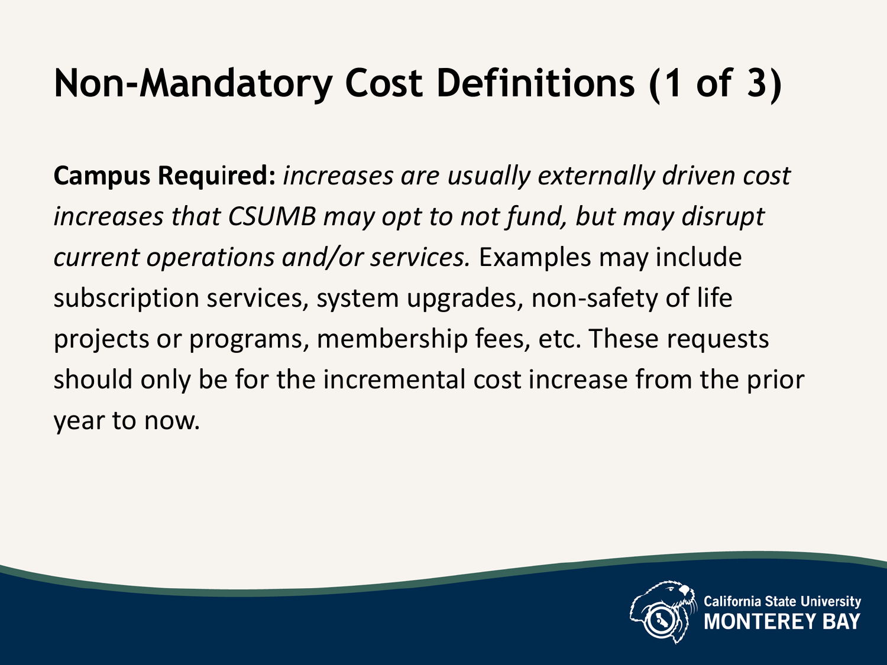# Non-Mandatory Cost Definitions (1 of 3)

**Campus Required:** *increases are usually externally driven cost increases that CSUMB may opt to not fund, but may disrupt current operations and/or services.* Examples may include subscription services, system upgrades, non-safety of life projects or programs, membership fees, etc. These requests should only be for the incremental cost increase from the prior year to now.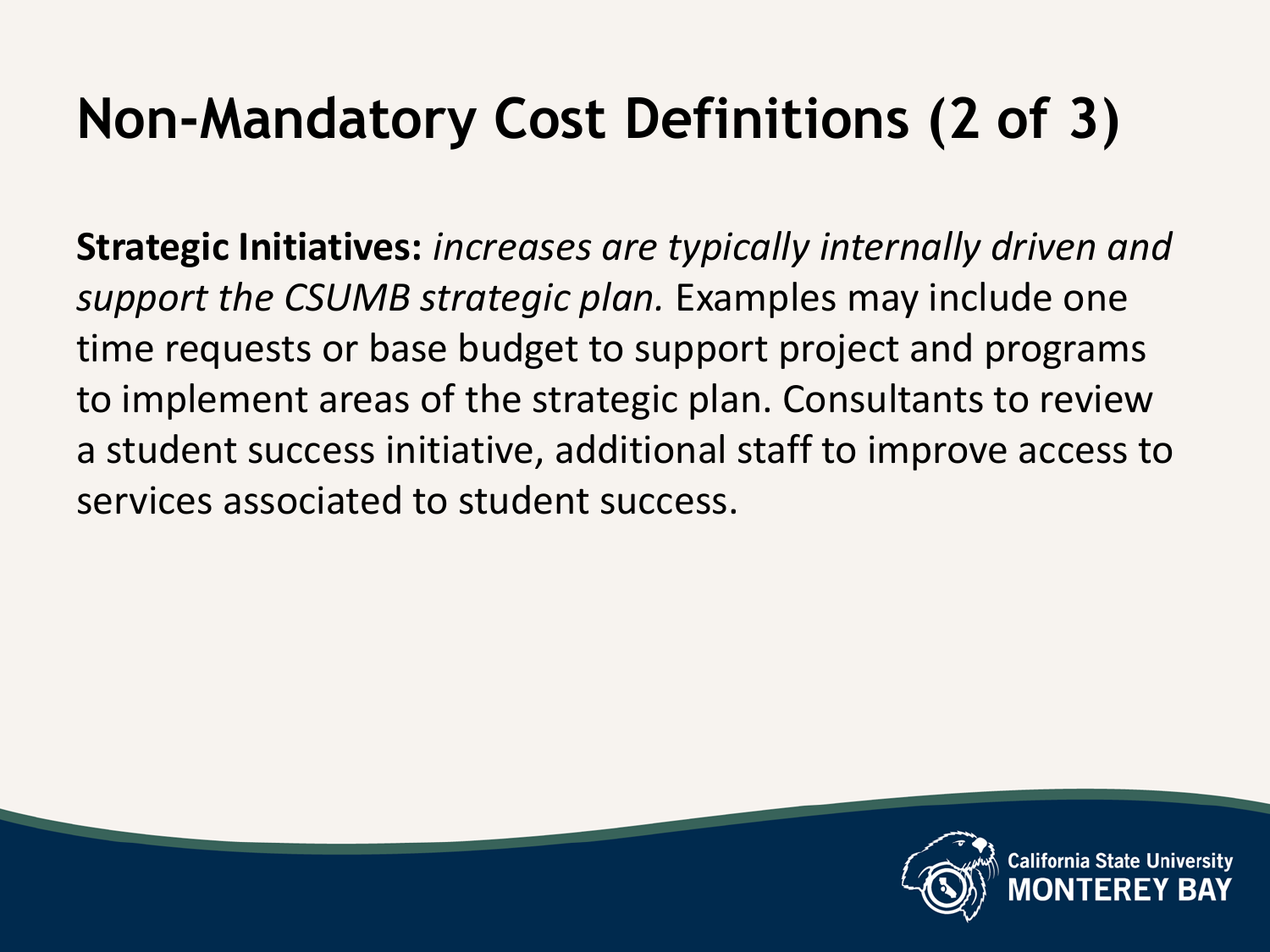# Non-Mandatory Cost Definitions (2 of 3)

**Strategic Initiatives:** *increases are typically internally driven and support the CSUMB strategic plan.* Examples may include one time requests or base budget to support project and programs to implement areas of the strategic plan. Consultants to review a student success initiative, additional staff to improve access to services associated to student success.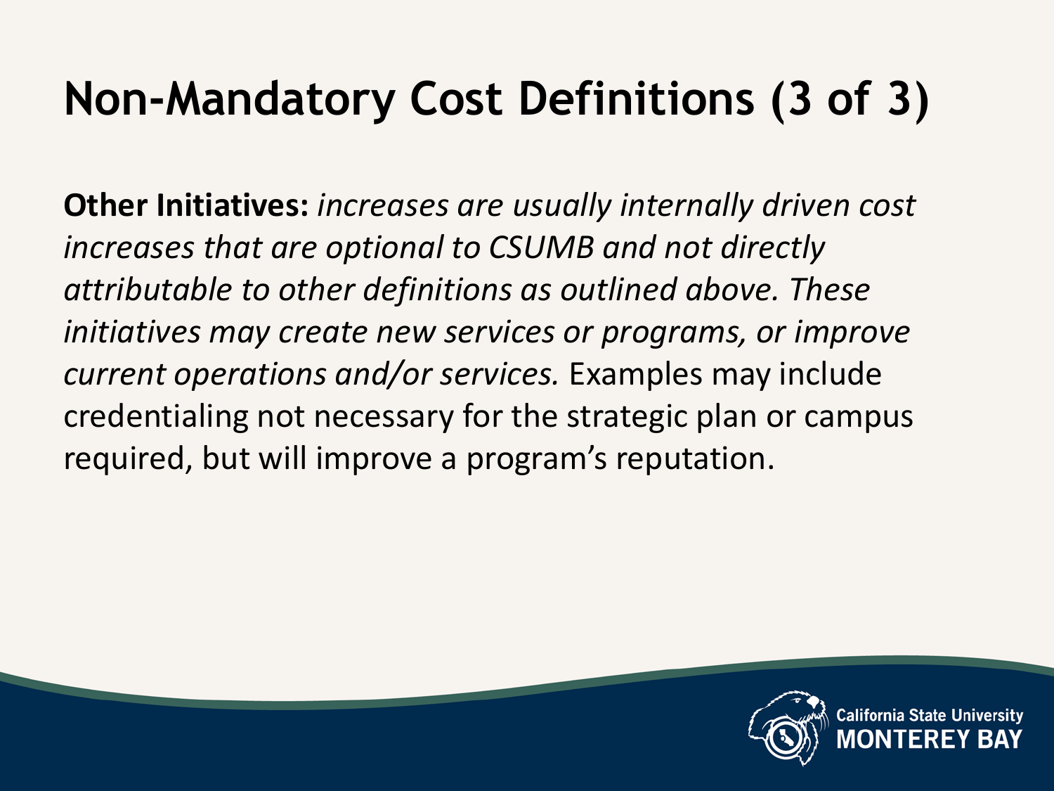# Non-Mandatory Cost Definitions (3 of 3)

**Other Initiatives:** *increases are usually internally driven cost increases that are optional to CSUMB and not directly attributable to other definitions as outlined above. These initiatives may create new services or programs, or improve current operations and/or services.* Examples may include credentialing not necessary for the strategic plan or campus required, but will improve a program's reputation.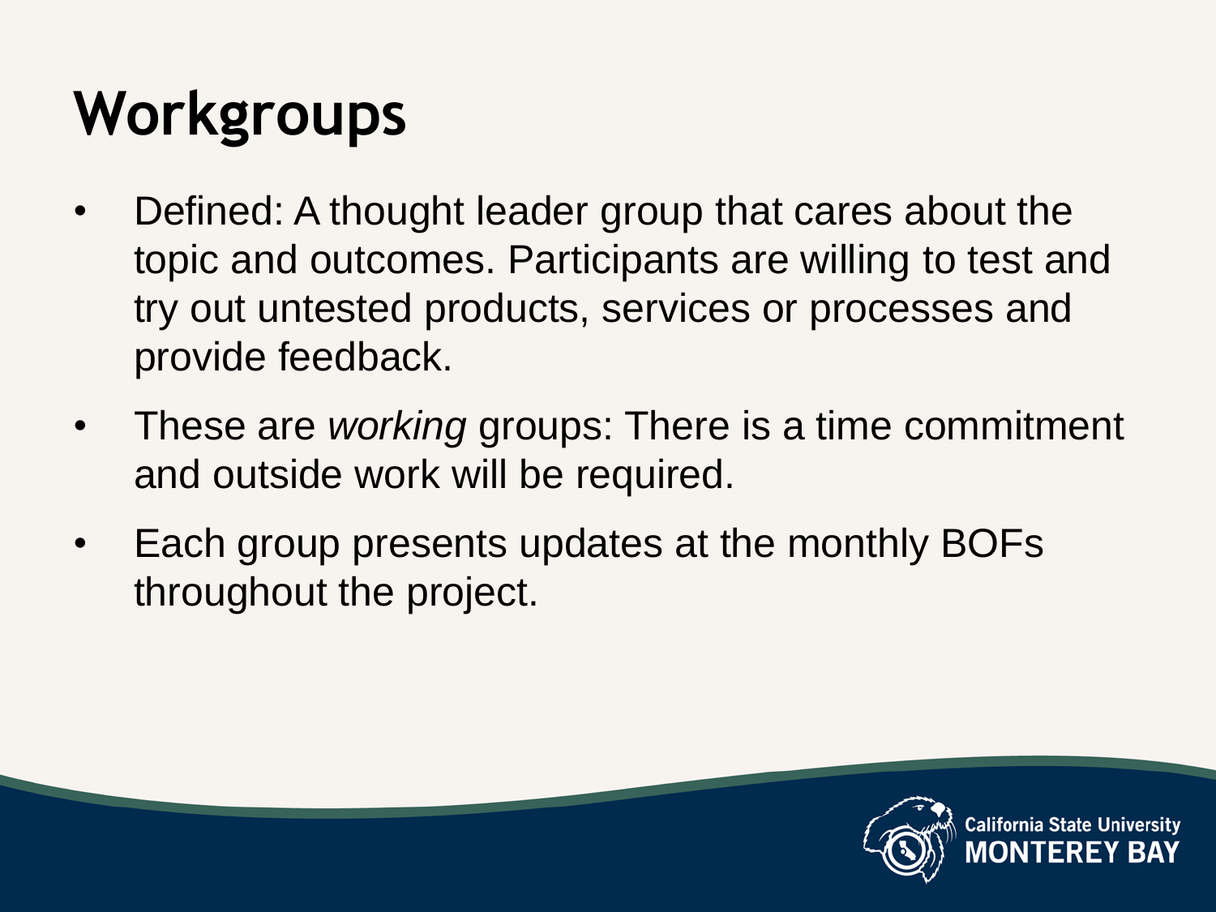# Workgroups

- Defined: A thought leader group that cares about the topic and outcomes. Participants are willing to test and try out untested products, services or processes and provide feedback.
- These are *working* groups: There is a time commitment and outside work will be required.
- Each group presents updates at the monthly BOFs throughout the project.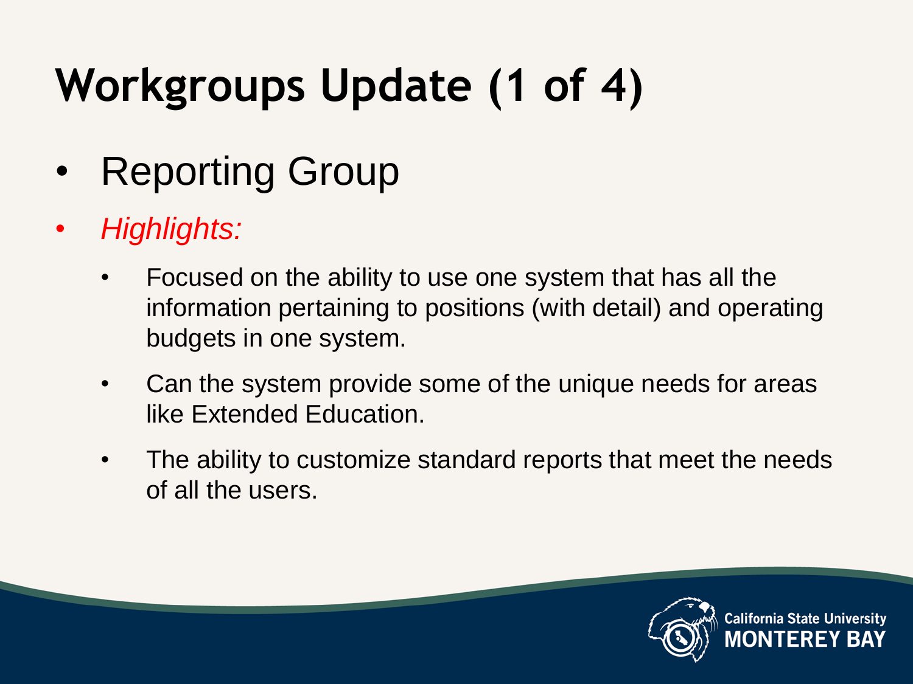# Workgroups Update (1 of 4)

- Reporting Group
- *Highlights:*
  - Focused on the ability to use one system that has all the information pertaining to positions (with detail) and operating budgets in one system.
  - Can the system provide some of the unique needs for areas like Extended Education.
  - The ability to customize standard reports that meet the needs of all the users.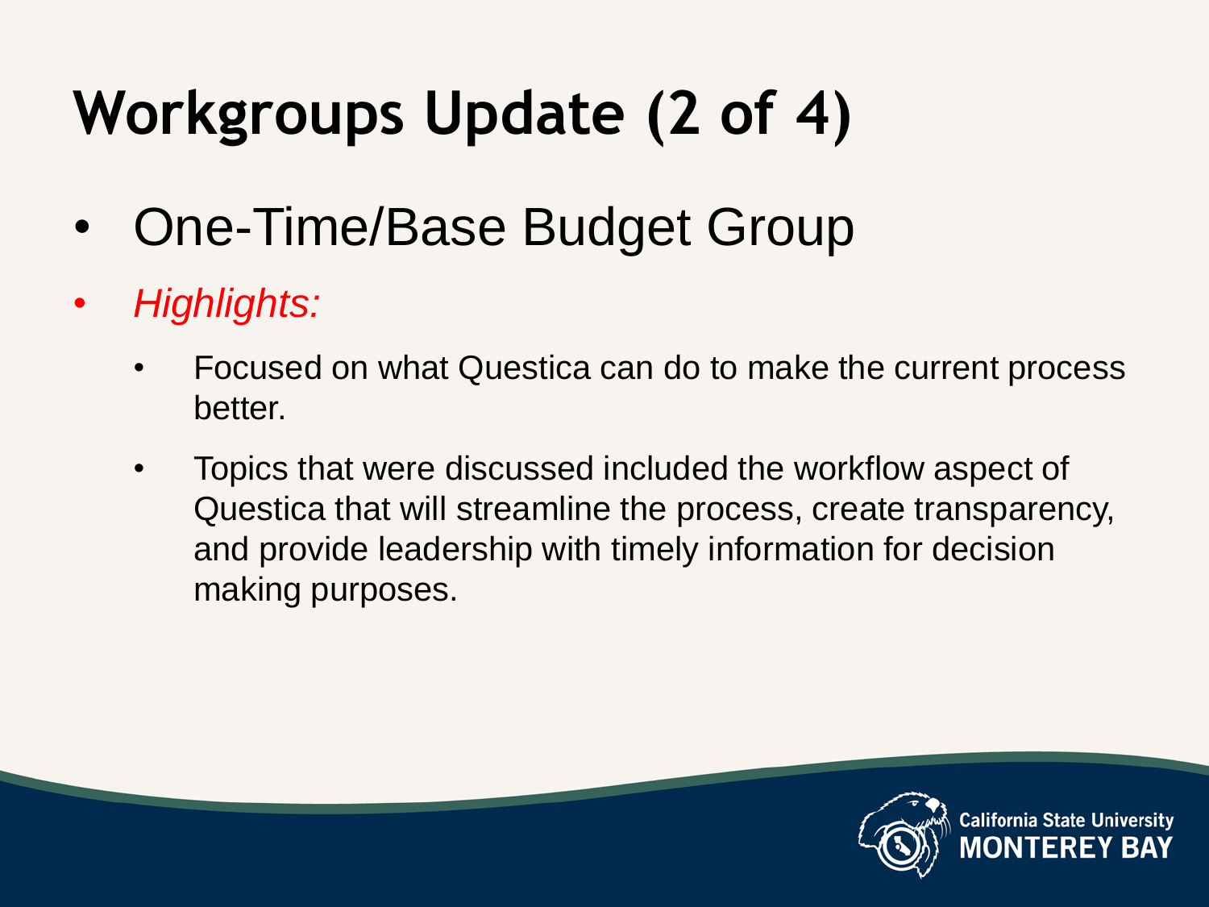# Workgroups Update (2 of 4)

- One-Time/Base Budget Group
- *Highlights:*
  - Focused on what Questica can do to make the current process better.
  - Topics that were discussed included the workflow aspect of Questica that will streamline the process, create transparency, and provide leadership with timely information for decision making purposes.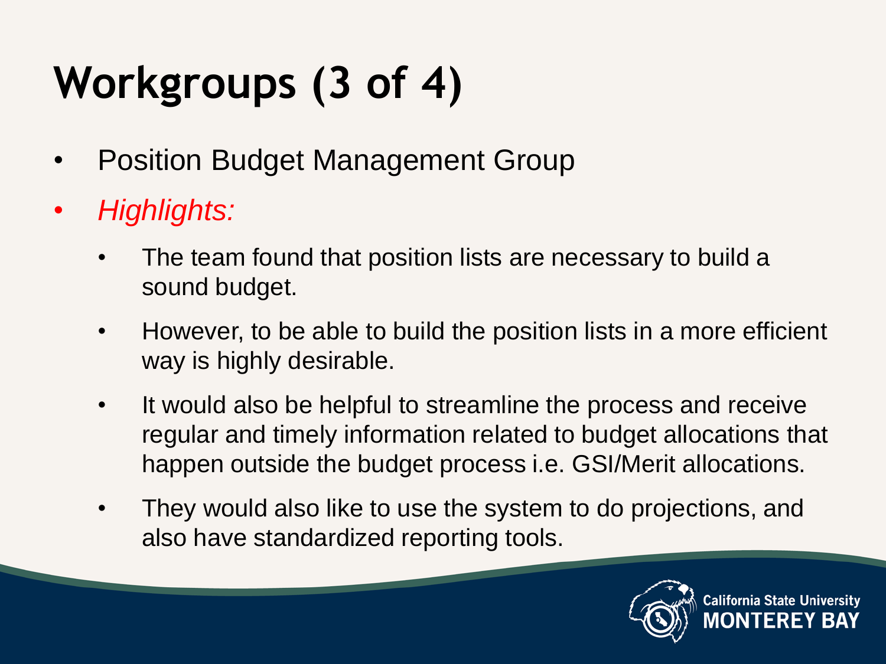# Workgroups (3 of 4)

- Position Budget Management Group
- *Highlights:*
  - The team found that position lists are necessary to build a sound budget.
  - However, to be able to build the position lists in a more efficient way is highly desirable.
  - It would also be helpful to streamline the process and receive regular and timely information related to budget allocations that happen outside the budget process i.e. GSI/Merit allocations.
  - They would also like to use the system to do projections, and also have standardized reporting tools.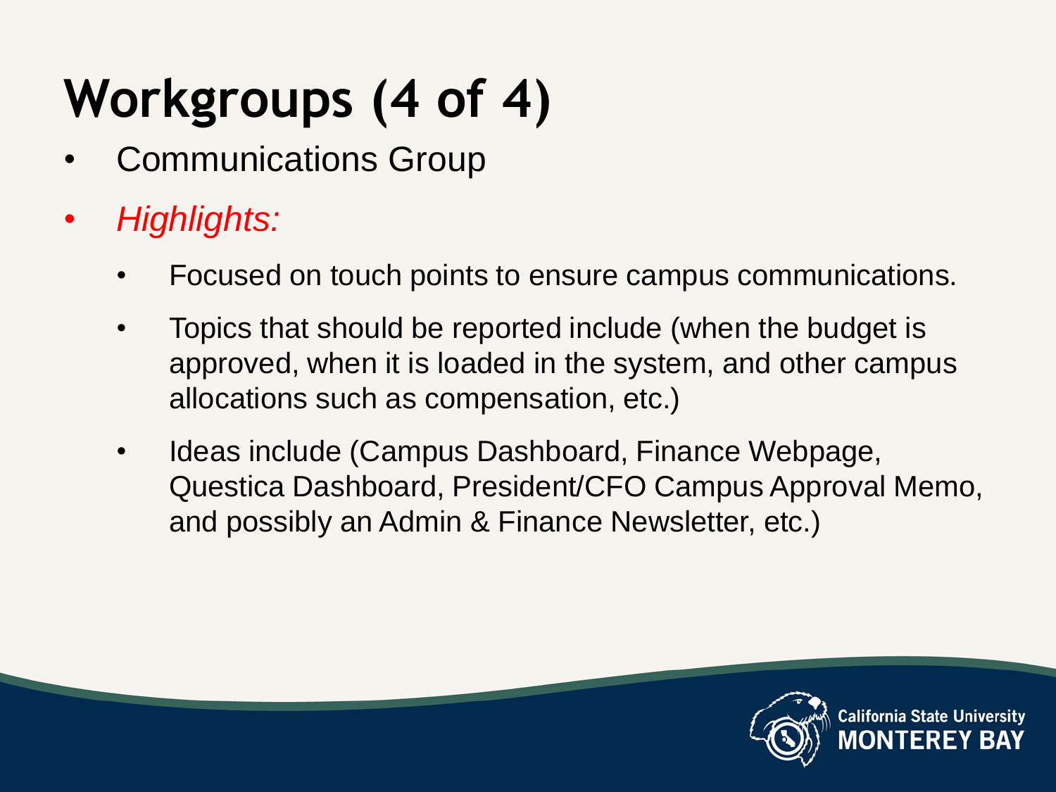# Workgroups (4 of 4)

- Communications Group
- *Highlights:*
  - Focused on touch points to ensure campus communications.
  - Topics that should be reported include (when the budget is approved, when it is loaded in the system, and other campus allocations such as compensation, etc.)
  - Ideas include (Campus Dashboard, Finance Webpage, Questica Dashboard, President/CFO Campus Approval Memo, and possibly an Admin & Finance Newsletter, etc.)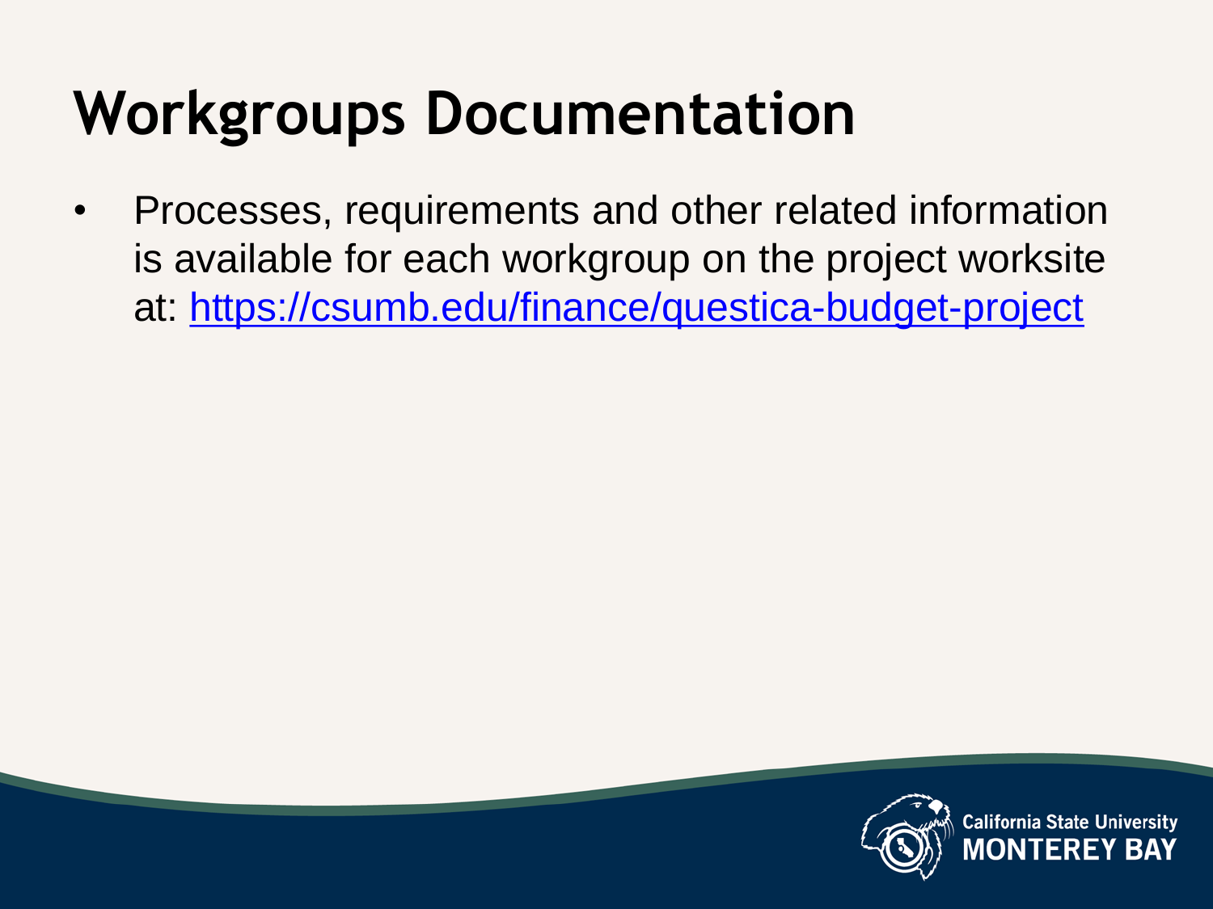# Workgroups Documentation

- Processes, requirements and other related information is available for each workgroup on the project worksite at: https://csumb.edu/finance/questica-budget-project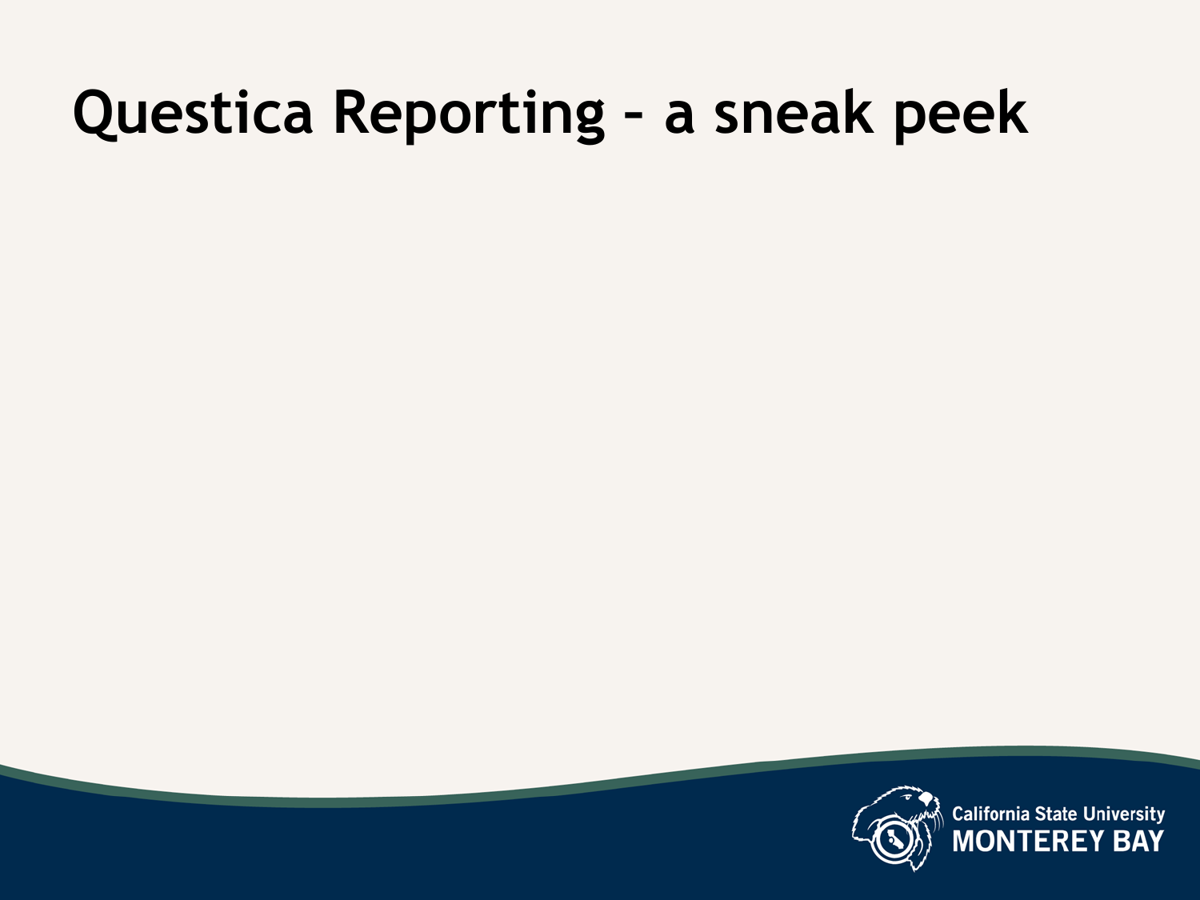# Questica Reporting – a sneak peek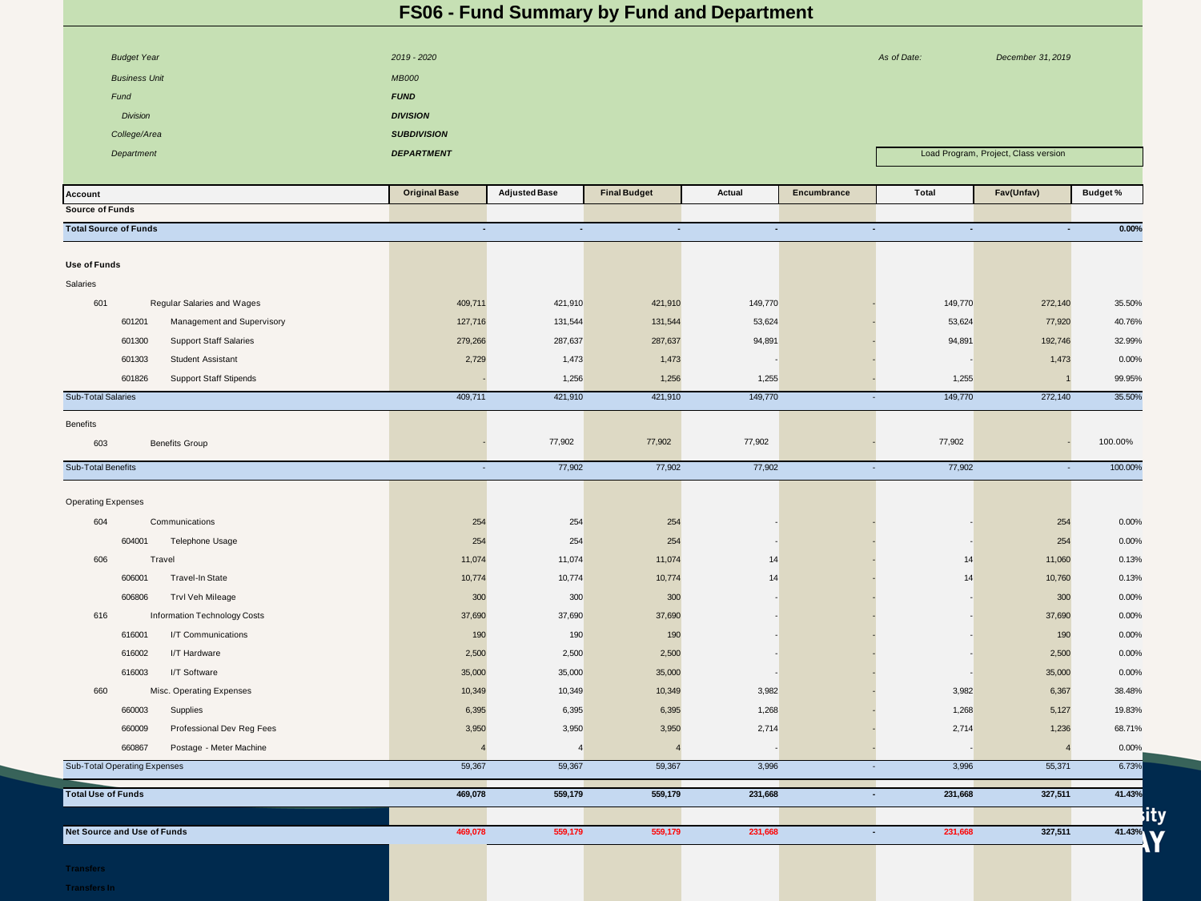# FS06 - Fund Summary by Fund and Department

| | | | |
|---|---|---|---|
| *Budget Year* | *2019 - 2020* | *As of Date:* | *December 31, 2019* |
| *Business Unit* | *MB000* | | |
| *Fund* | ***FUND*** | | |
| *Division* | ***DIVISION*** | | |
| *College/Area* | ***SUBDIVISION*** | | |
| *Department* | ***DEPARTMENT*** | Load Program, Project, Class version | |

| Account | | | Original Base | Adjusted Base | Final Budget | Actual | Encumbrance | Total | Fav(Unfav) | Budget % |
|---|---|---|---|---|---|---|---|---|---|---|
| **Source of Funds** | | | | | | | | | | |
| **Total Source of Funds** | | | - | - | - | - | - | - | - | **0.00%** |
| **Use of Funds** | | | | | | | | | | |
| Salaries | | | | | | | | | | |
| 601 | | Regular Salaries and Wages | 409,711 | 421,910 | 421,910 | 149,770 | - | 149,770 | 272,140 | 35.50% |
| | 601201 | Management and Supervisory | 127,716 | 131,544 | 131,544 | 53,624 | - | 53,624 | 77,920 | 40.76% |
| | 601300 | Support Staff Salaries | 279,266 | 287,637 | 287,637 | 94,891 | - | 94,891 | 192,746 | 32.99% |
| | 601303 | Student Assistant | 2,729 | 1,473 | 1,473 | - | - | - | 1,473 | 0.00% |
| | 601826 | Support Staff Stipends | - | 1,256 | 1,256 | 1,255 | - | 1,255 | 1 | 99.95% |
| Sub-Total Salaries | | | 409,711 | 421,910 | 421,910 | 149,770 | - | 149,770 | 272,140 | 35.50% |
| Benefits | | | | | | | | | | |
| 603 | | Benefits Group | - | 77,902 | 77,902 | 77,902 | - | 77,902 | - | 100.00% |
| Sub-Total Benefits | | | - | 77,902 | 77,902 | 77,902 | - | 77,902 | - | 100.00% |
| Operating Expenses | | | | | | | | | | |
| 604 | | Communications | 254 | 254 | 254 | - | - | - | 254 | 0.00% |
| | 604001 | Telephone Usage | 254 | 254 | 254 | - | - | - | 254 | 0.00% |
| 606 | | Travel | 11,074 | 11,074 | 11,074 | 14 | - | 14 | 11,060 | 0.13% |
| | 606001 | Travel-In State | 10,774 | 10,774 | 10,774 | 14 | - | 14 | 10,760 | 0.13% |
| | 606806 | Trvl Veh Mileage | 300 | 300 | 300 | - | - | - | 300 | 0.00% |
| 616 | | Information Technology Costs | 37,690 | 37,690 | 37,690 | - | - | - | 37,690 | 0.00% |
| | 616001 | I/T Communications | 190 | 190 | 190 | - | - | - | 190 | 0.00% |
| | 616002 | I/T Hardware | 2,500 | 2,500 | 2,500 | - | - | - | 2,500 | 0.00% |
| | 616003 | I/T Software | 35,000 | 35,000 | 35,000 | - | - | - | 35,000 | 0.00% |
| 660 | | Misc. Operating Expenses | 10,349 | 10,349 | 10,349 | 3,982 | - | 3,982 | 6,367 | 38.48% |
| | 660003 | Supplies | 6,395 | 6,395 | 6,395 | 1,268 | - | 1,268 | 5,127 | 19.83% |
| | 660009 | Professional Dev Reg Fees | 3,950 | 3,950 | 3,950 | 2,714 | - | 2,714 | 1,236 | 68.71% |
| | 660867 | Postage - Meter Machine | 4 | 4 | 4 | - | - | - | 4 | 0.00% |
| Sub-Total Operating Expenses | | | 59,367 | 59,367 | 59,367 | 3,996 | - | 3,996 | 55,371 | 6.73% |
| **Total Use of Funds** | | | **469,078** | **559,179** | **559,179** | **231,668** | **-** | **231,668** | **327,511** | **41.43%** |
| **Net Source and Use of Funds** | | | **469,078** | **559,179** | **559,179** | **231,668** | **-** | **231,668** | **327,511** | **41.43%** |
| **Transfers** | | | | | | | | | | |
| **Transfers In** | | | | | | | | | | |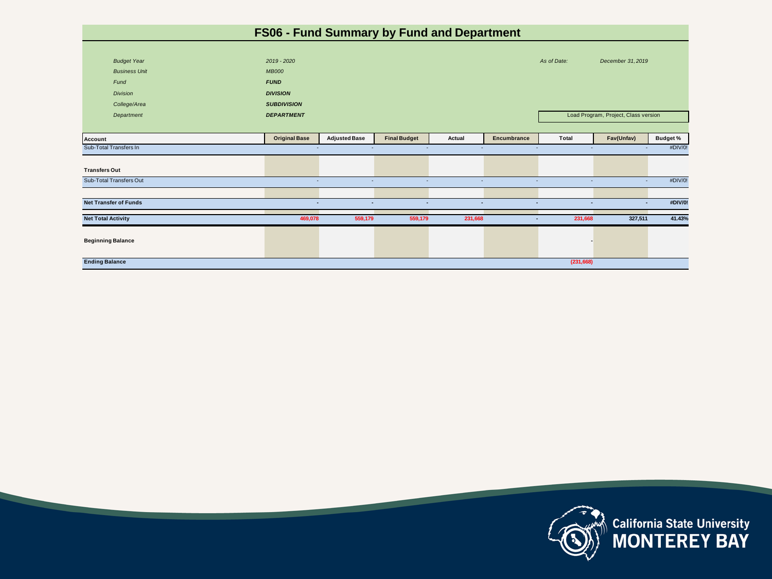# FS06 - Fund Summary by Fund and Department

| | | | |
|---|---|---|---|
| *Budget Year* | *2019 - 2020* | *As of Date:* | *December 31, 2019* |
| *Business Unit* | *MB000* | | |
| *Fund* | ***FUND*** | | |
| *Division* | ***DIVISION*** | | |
| *College/Area* | ***SUBDIVISION*** | | |
| *Department* | ***DEPARTMENT*** | Load Program, Project, Class version | |

| Account | Original Base | Adjusted Base | Final Budget | Actual | Encumbrance | Total | Fav(Unfav) | Budget % |
|---|---|---|---|---|---|---|---|---|
| Sub-Total Transfers In | - | - | - | - | - | - | - | #DIV/0! |
| **Transfers Out** | | | | | | | | |
| Sub-Total Transfers Out | - | - | - | - | - | - | - | #DIV/0! |
| **Net Transfer of Funds** | **-** | **-** | **-** | **-** | **-** | **-** | **-** | **#DIV/0!** |
| **Net Total Activity** | **469,078** | **559,179** | **559,179** | **231,668** | **-** | **231,668** | **327,511** | **41.43%** |
| **Beginning Balance** | | | | | | **-** | | |
| **Ending Balance** | | | | | | **(231,668)** | | |

California State University
MONTEREY BAY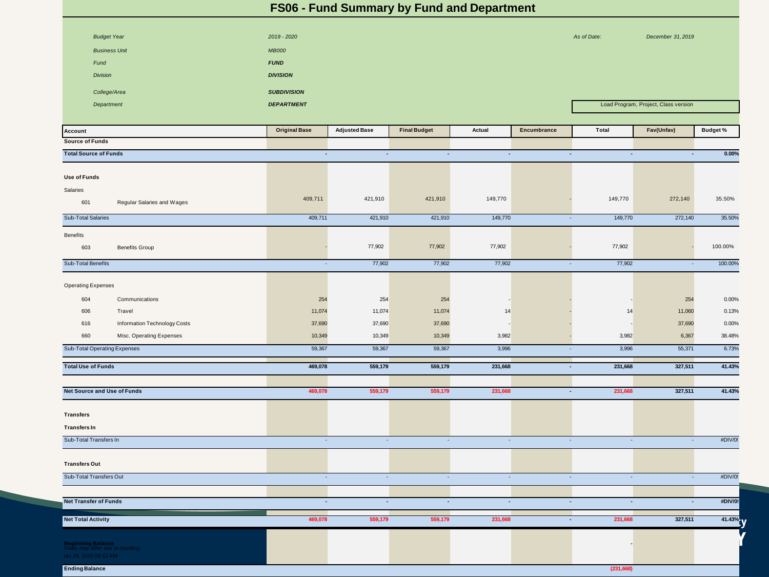# FS06 - Fund Summary by Fund and Department

| | | | |
|---|---|---|---|
| *Budget Year* | *2019 - 2020* | *As of Date:* | *December 31, 2019* |
| *Business Unit* | *MB000* | | |
| *Fund* | ***FUND*** | | |
| *Division* | ***DIVISION*** | | |
| *College/Area* | ***SUBDIVISION*** | | |
| *Department* | ***DEPARTMENT*** | Load Program, Project, Class version | |

| Account | | Original Base | Adjusted Base | Final Budget | Actual | Encumbrance | Total | Fav(Unfav) | Budget % |
|---|---|---|---|---|---|---|---|---|---|
| **Source of Funds** | | | | | | | | | |
| **Total Source of Funds** | | **-** | **-** | **-** | **-** | **-** | **-** | **-** | **0.00%** |
| **Use of Funds** | | | | | | | | | |
| Salaries | | | | | | | | | |
| 601 | Regular Salaries and Wages | 409,711 | 421,910 | 421,910 | 149,770 | - | 149,770 | 272,140 | 35.50% |
| Sub-Total Salaries | | 409,711 | 421,910 | 421,910 | 149,770 | - | 149,770 | 272,140 | 35.50% |
| Benefits | | | | | | | | | |
| 603 | Benefits Group | - | 77,902 | 77,902 | 77,902 | - | 77,902 | - | 100.00% |
| Sub-Total Benefits | | - | 77,902 | 77,902 | 77,902 | - | 77,902 | - | 100.00% |
| Operating Expenses | | | | | | | | | |
| 604 | Communications | 254 | 254 | 254 | - | - | - | 254 | 0.00% |
| 606 | Travel | 11,074 | 11,074 | 11,074 | 14 | - | 14 | 11,060 | 0.13% |
| 616 | Information Technology Costs | 37,690 | 37,690 | 37,690 | - | - | - | 37,690 | 0.00% |
| 660 | Misc. Operating Expenses | 10,349 | 10,349 | 10,349 | 3,982 | - | 3,982 | 6,367 | 38.48% |
| Sub-Total Operating Expenses | | 59,367 | 59,367 | 59,367 | 3,996 | - | 3,996 | 55,371 | 6.73% |
| **Total Use of Funds** | | **469,078** | **559,179** | **559,179** | **231,668** | **-** | **231,668** | **327,511** | **41.43%** |
| **Net Source and Use of Funds** | | **469,078** | **559,179** | **559,179** | **231,668** | **-** | **231,668** | **327,511** | **41.43%** |
| **Transfers** | | | | | | | | | |
| **Transfers In** | | | | | | | | | |
| Sub-Total Transfers In | | - | - | - | - | - | - | - | #DIV/0! |
| **Transfers Out** | | | | | | | | | |
| Sub-Total Transfers Out | | - | - | - | - | - | - | - | #DIV/0! |
| **Net Transfer of Funds** | | **-** | **-** | **-** | **-** | **-** | **-** | **-** | **#DIV/0!** |
| **Net Total Activity** | | **469,078** | **559,179** | **559,179** | **231,668** | **-** | **231,668** | **327,511** | **41.43%** |
| **Beginning Balance** | | | | | | | - | | |
| **Ending Balance** | | | | | | | **(231,668)** | | |

*Totals may differ due to rounding*

Jan 29, 2020 08:52 AM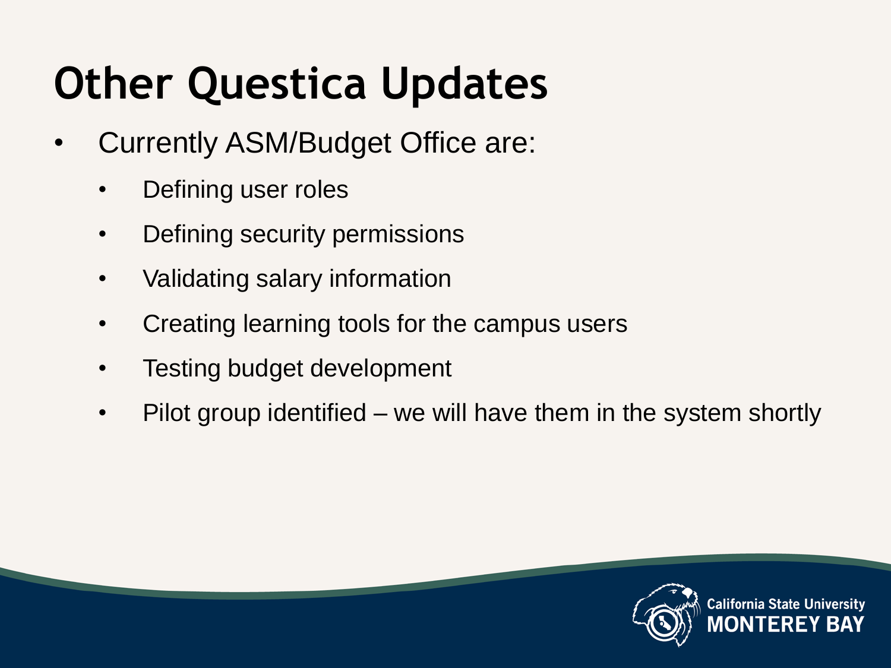# Other Questica Updates

- Currently ASM/Budget Office are:
  - Defining user roles
  - Defining security permissions
  - Validating salary information
  - Creating learning tools for the campus users
  - Testing budget development
  - Pilot group identified – we will have them in the system shortly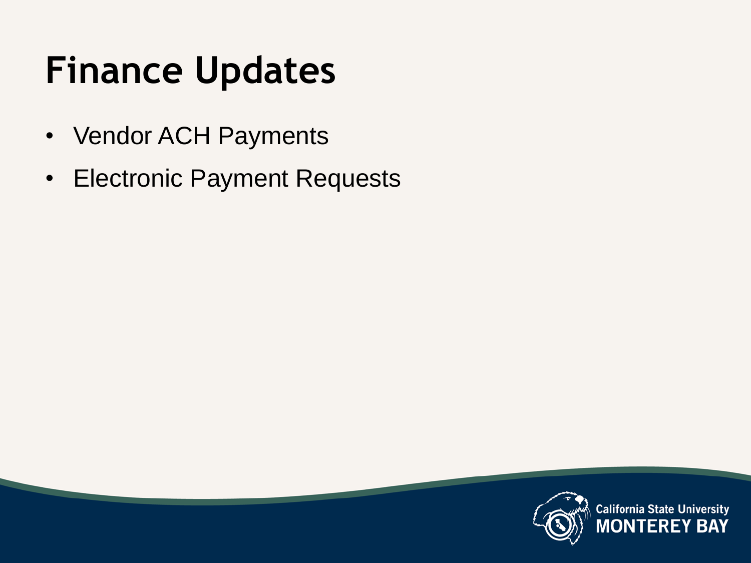# Finance Updates

- Vendor ACH Payments
- Electronic Payment Requests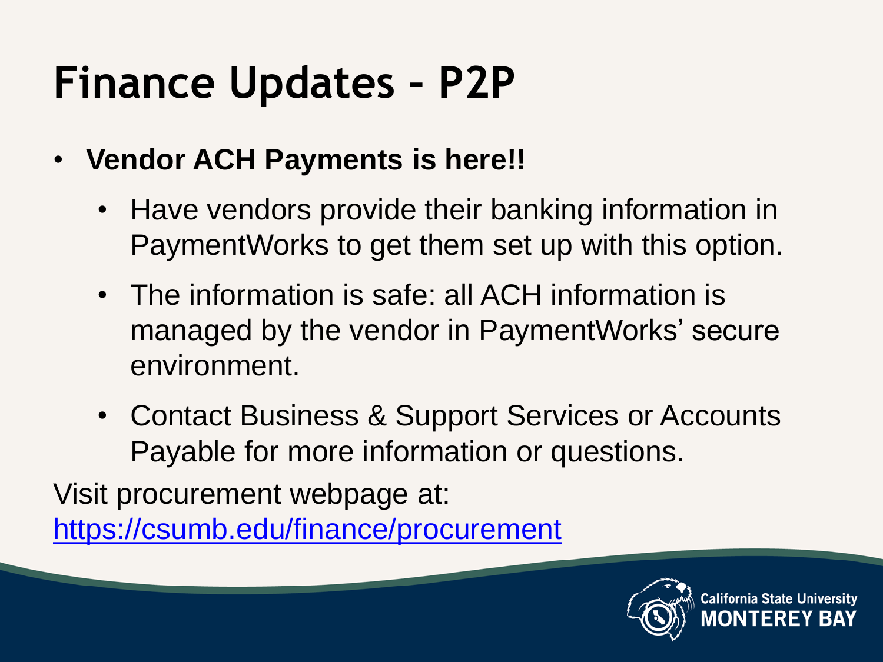# Finance Updates – P2P

- **Vendor ACH Payments is here!!**
  - Have vendors provide their banking information in PaymentWorks to get them set up with this option.
  - The information is safe: all ACH information is managed by the vendor in PaymentWorks' secure environment.
  - Contact Business & Support Services or Accounts Payable for more information or questions.

Visit procurement webpage at:
https://csumb.edu/finance/procurement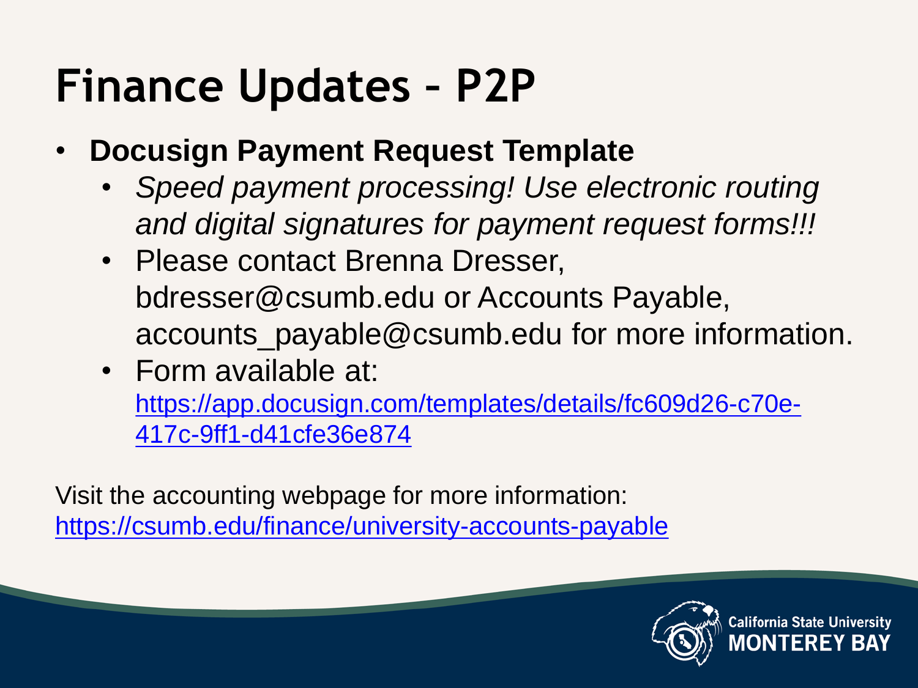# Finance Updates – P2P

- **Docusign Payment Request Template**
  - *Speed payment processing! Use electronic routing and digital signatures for payment request forms!!!*
  - Please contact Brenna Dresser, bdresser@csumb.edu or Accounts Payable, accounts_payable@csumb.edu for more information.
  - Form available at: https://app.docusign.com/templates/details/fc609d26-c70e-417c-9ff1-d41cfe36e874

Visit the accounting webpage for more information: https://csumb.edu/finance/university-accounts-payable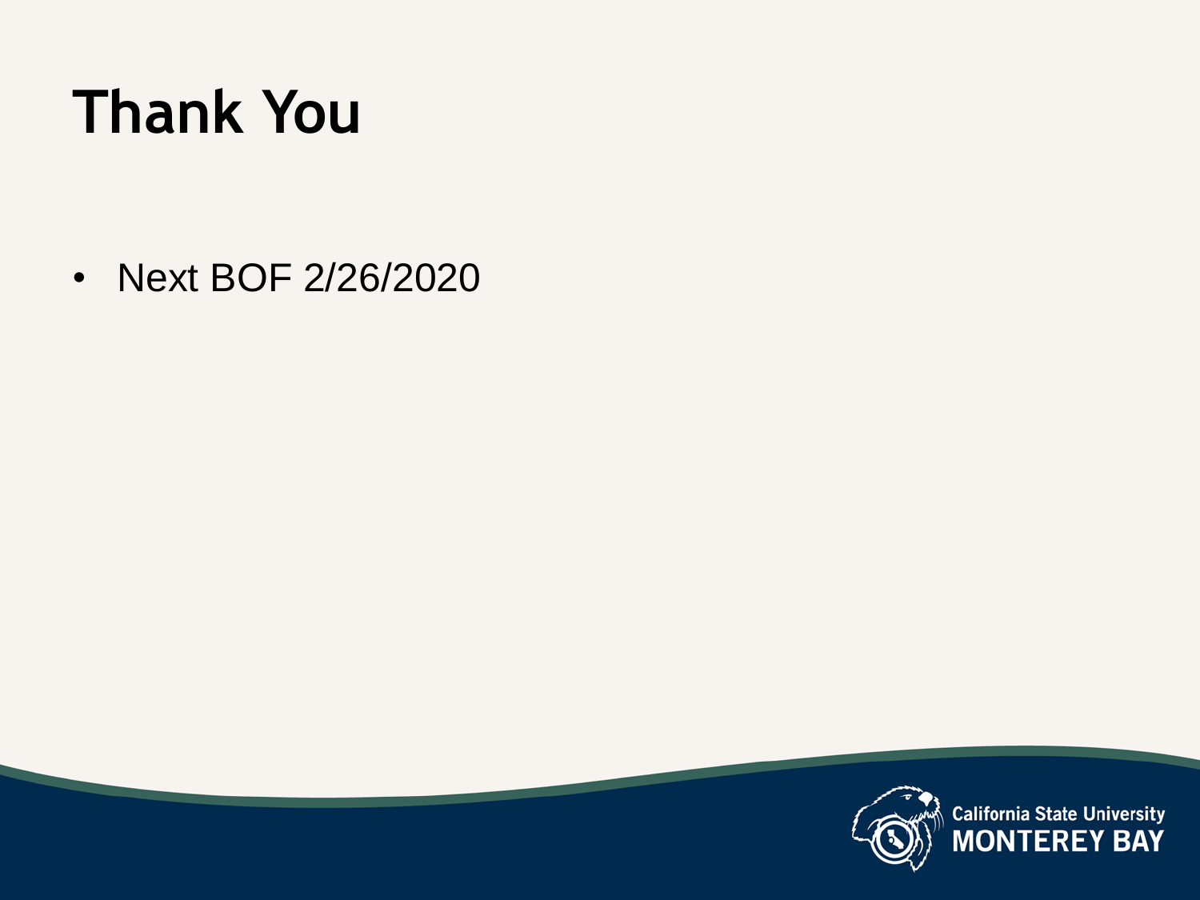# Thank You

- Next BOF 2/26/2020